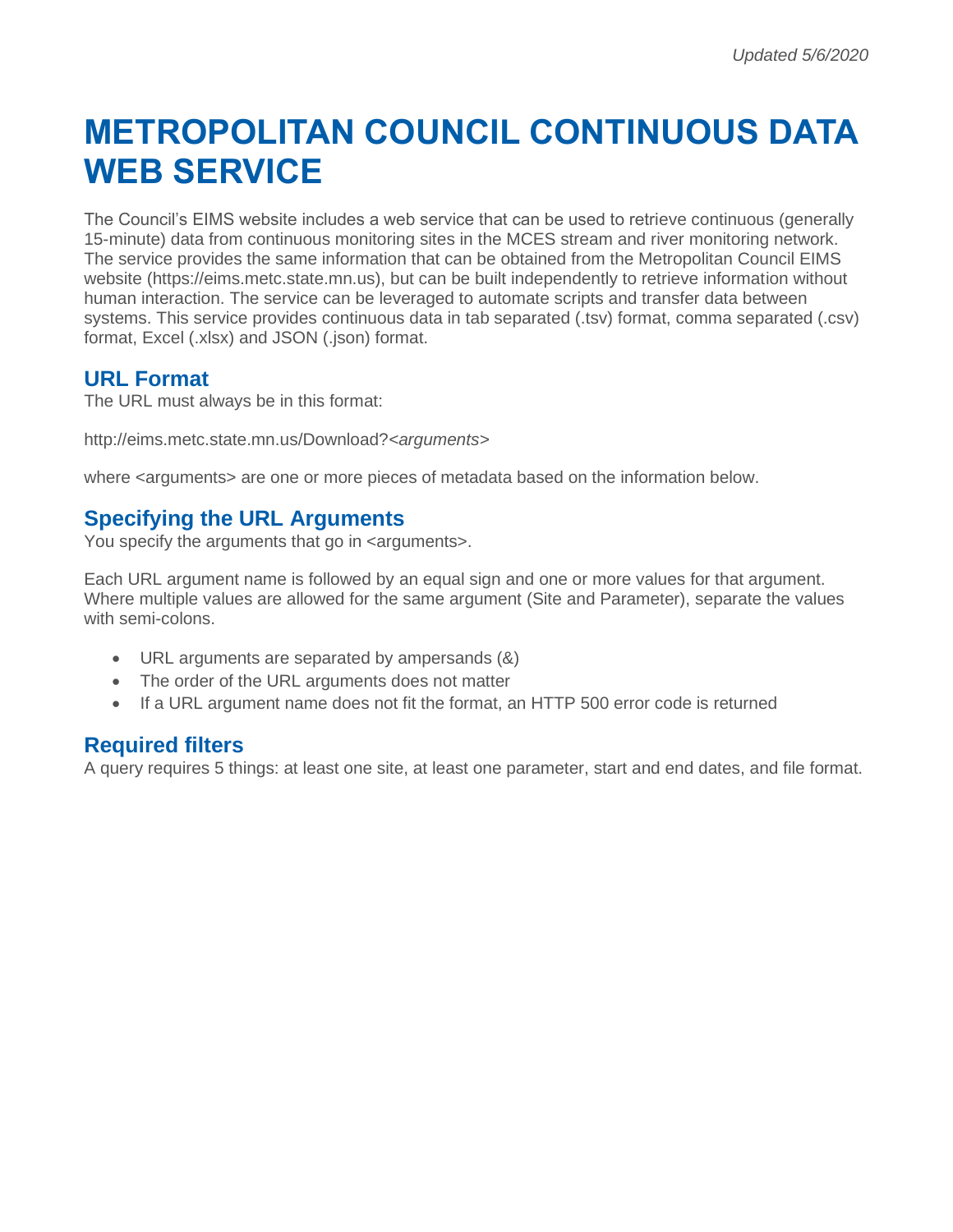*Updated 5/6/2020*

# METROPOLITAN COUNCIL CONTINUOUS DATA WEB SERVICE

The Council's EIMS website includes a web service that can be used to retrieve continuous (generally 15-minute) data from continuous monitoring sites in the MCES stream and river monitoring network. The service provides the same information that can be obtained from the Metropolitan Council EIMS website (https://eims.metc.state.mn.us), but can be built independently to retrieve information without human interaction. The service can be leveraged to automate scripts and transfer data between systems. This service provides continuous data in tab separated (.tsv) format, comma separated (.csv) format, Excel (.xlsx) and JSON (.json) format.

## URL Format

The URL must always be in this format:

http://eims.metc.state.mn.us/Download?*<arguments>*

where <arguments> are one or more pieces of metadata based on the information below.

## Specifying the URL Arguments

You specify the arguments that go in <arguments>.

Each URL argument name is followed by an equal sign and one or more values for that argument. Where multiple values are allowed for the same argument (Site and Parameter), separate the values with semi-colons.

- URL arguments are separated by ampersands (&)
- The order of the URL arguments does not matter
- If a URL argument name does not fit the format, an HTTP 500 error code is returned

## Required filters

A query requires 5 things: at least one site, at least one parameter, start and end dates, and file format.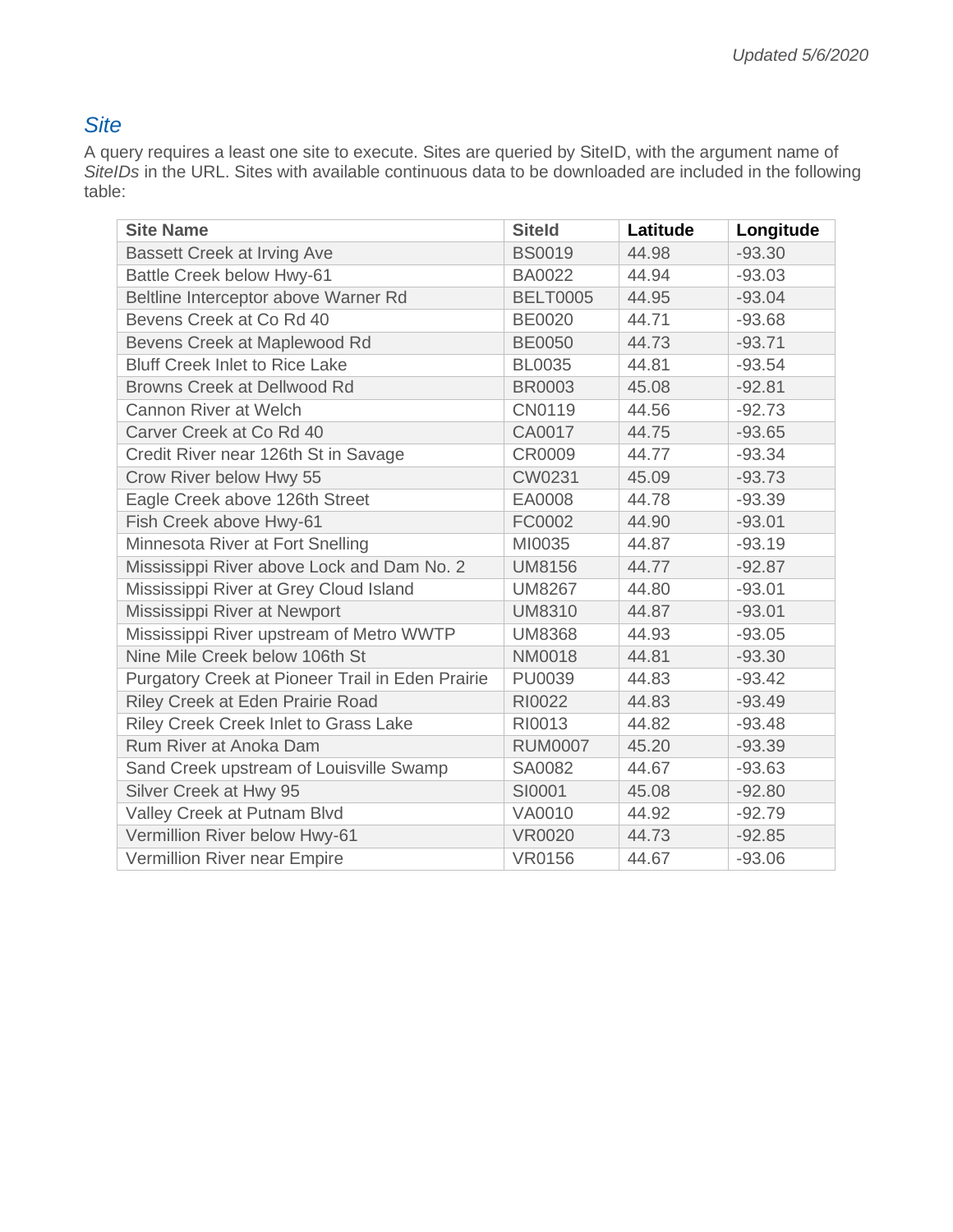## *Site*

A query requires a least one site to execute. Sites are queried by SiteID, with the argument name of *SiteIDs* in the URL. Sites with available continuous data to be downloaded are included in the following table:

| Site Name | SiteId | Latitude | Longitude |
|---|---|---|---|
| Bassett Creek at Irving Ave | BS0019 | 44.98 | -93.30 |
| Battle Creek below Hwy-61 | BA0022 | 44.94 | -93.03 |
| Beltline Interceptor above Warner Rd | BELT0005 | 44.95 | -93.04 |
| Bevens Creek at Co Rd 40 | BE0020 | 44.71 | -93.68 |
| Bevens Creek at Maplewood Rd | BE0050 | 44.73 | -93.71 |
| Bluff Creek Inlet to Rice Lake | BL0035 | 44.81 | -93.54 |
| Browns Creek at Dellwood Rd | BR0003 | 45.08 | -92.81 |
| Cannon River at Welch | CN0119 | 44.56 | -92.73 |
| Carver Creek at Co Rd 40 | CA0017 | 44.75 | -93.65 |
| Credit River near 126th St in Savage | CR0009 | 44.77 | -93.34 |
| Crow River below Hwy 55 | CW0231 | 45.09 | -93.73 |
| Eagle Creek above 126th Street | EA0008 | 44.78 | -93.39 |
| Fish Creek above Hwy-61 | FC0002 | 44.90 | -93.01 |
| Minnesota River at Fort Snelling | MI0035 | 44.87 | -93.19 |
| Mississippi River above Lock and Dam No. 2 | UM8156 | 44.77 | -92.87 |
| Mississippi River at Grey Cloud Island | UM8267 | 44.80 | -93.01 |
| Mississippi River at Newport | UM8310 | 44.87 | -93.01 |
| Mississippi River upstream of Metro WWTP | UM8368 | 44.93 | -93.05 |
| Nine Mile Creek below 106th St | NM0018 | 44.81 | -93.30 |
| Purgatory Creek at Pioneer Trail in Eden Prairie | PU0039 | 44.83 | -93.42 |
| Riley Creek at Eden Prairie Road | RI0022 | 44.83 | -93.49 |
| Riley Creek Creek Inlet to Grass Lake | RI0013 | 44.82 | -93.48 |
| Rum River at Anoka Dam | RUM0007 | 45.20 | -93.39 |
| Sand Creek upstream of Louisville Swamp | SA0082 | 44.67 | -93.63 |
| Silver Creek at Hwy 95 | SI0001 | 45.08 | -92.80 |
| Valley Creek at Putnam Blvd | VA0010 | 44.92 | -92.79 |
| Vermillion River below Hwy-61 | VR0020 | 44.73 | -92.85 |
| Vermillion River near Empire | VR0156 | 44.67 | -93.06 |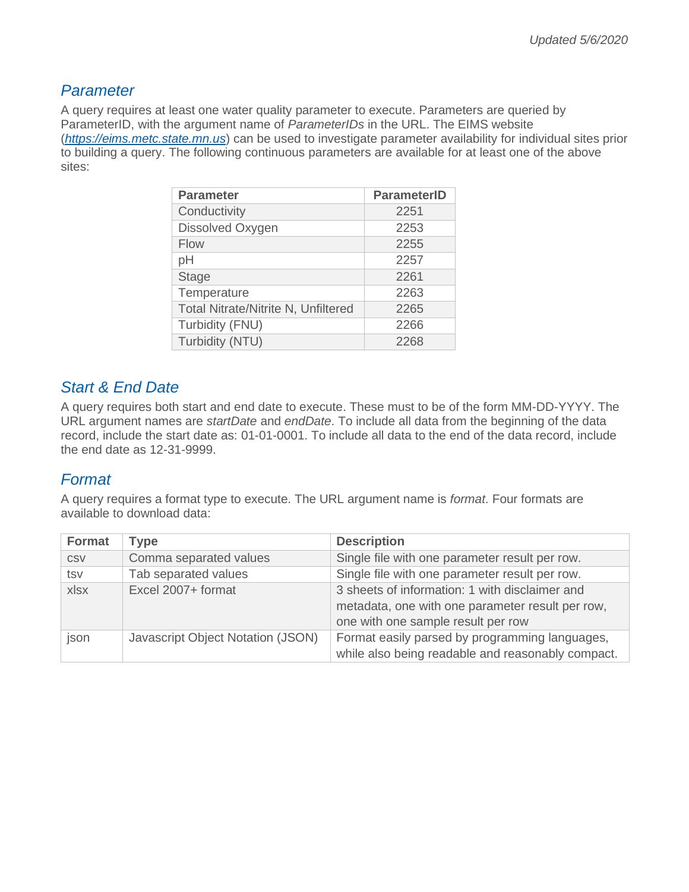## Parameter

A query requires at least one water quality parameter to execute. Parameters are queried by ParameterID, with the argument name of *ParameterIDs* in the URL. The EIMS website ([https://eims.metc.state.mn.us](https://eims.metc.state.mn.us)) can be used to investigate parameter availability for individual sites prior to building a query. The following continuous parameters are available for at least one of the above sites:

| Parameter | ParameterID |
|---|---|
| Conductivity | 2251 |
| Dissolved Oxygen | 2253 |
| Flow | 2255 |
| pH | 2257 |
| Stage | 2261 |
| Temperature | 2263 |
| Total Nitrate/Nitrite N, Unfiltered | 2265 |
| Turbidity (FNU) | 2266 |
| Turbidity (NTU) | 2268 |

## Start & End Date

A query requires both start and end date to execute. These must to be of the form MM-DD-YYYY. The URL argument names are *startDate* and *endDate*. To include all data from the beginning of the data record, include the start date as: 01-01-0001. To include all data to the end of the data record, include the end date as 12-31-9999.

## Format

A query requires a format type to execute. The URL argument name is *format*. Four formats are available to download data:

| Format | Type | Description |
|---|---|---|
| csv | Comma separated values | Single file with one parameter result per row. |
| tsv | Tab separated values | Single file with one parameter result per row. |
| xlsx | Excel 2007+ format | 3 sheets of information: 1 with disclaimer and metadata, one with one parameter result per row, one with one sample result per row |
| json | Javascript Object Notation (JSON) | Format easily parsed by programming languages, while also being readable and reasonably compact. |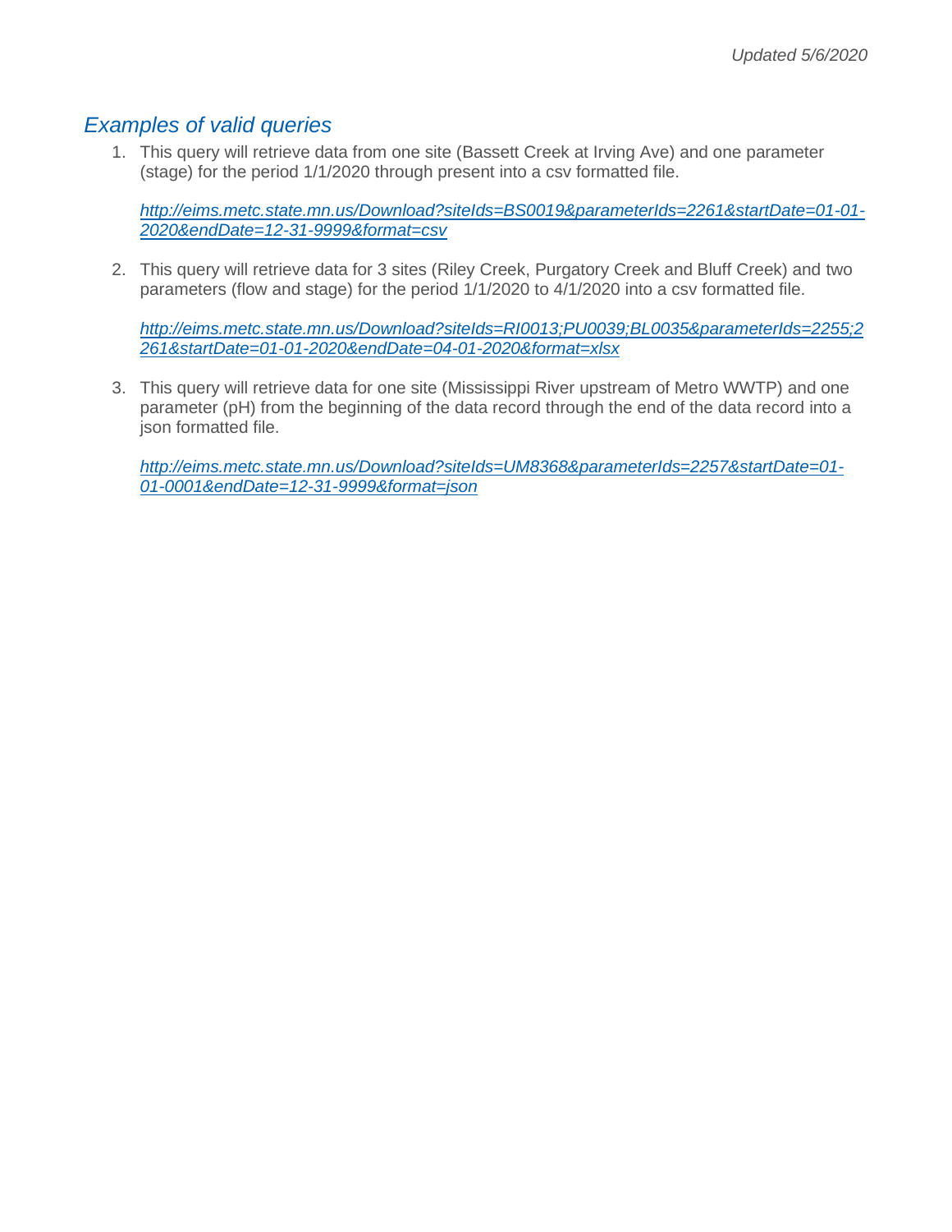## *Examples of valid queries*

1. This query will retrieve data from one site (Bassett Creek at Irving Ave) and one parameter (stage) for the period 1/1/2020 through present into a csv formatted file.

   *http://eims.metc.state.mn.us/Download?siteIds=BS0019&parameterIds=2261&startDate=01-01-2020&endDate=12-31-9999&format=csv*

2. This query will retrieve data for 3 sites (Riley Creek, Purgatory Creek and Bluff Creek) and two parameters (flow and stage) for the period 1/1/2020 to 4/1/2020 into a csv formatted file.

   *http://eims.metc.state.mn.us/Download?siteIds=RI0013;PU0039;BL0035&parameterIds=2255;2261&startDate=01-01-2020&endDate=04-01-2020&format=xlsx*

3. This query will retrieve data for one site (Mississippi River upstream of Metro WWTP) and one parameter (pH) from the beginning of the data record through the end of the data record into a json formatted file.

   *http://eims.metc.state.mn.us/Download?siteIds=UM8368&parameterIds=2257&startDate=01-01-0001&endDate=12-31-9999&format=json*